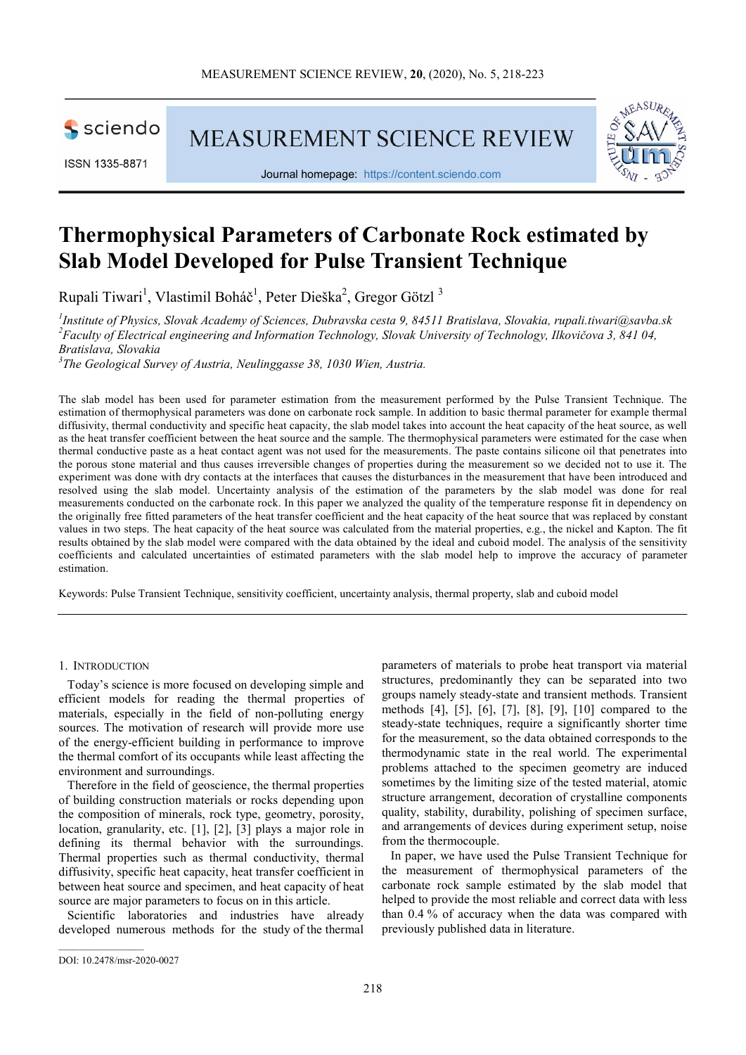# Thermophysical Parameters of Carbonate Rock estimated by Slab Model Developed for Pulse Transient Technique

Rupali Tiwari[1], Vlastimil Boháč[1], Peter Dieška[2], Gregor Götzl [3]

[1]*Institute of Physics, Slovak Academy of Sciences, Dubravska cesta 9, 84511 Bratislava, Slovakia, rupali.tiwari@savba.sk*
[2]*Faculty of Electrical engineering and Information Technology, Slovak University of Technology, Ilkovičova 3, 841 04, Bratislava, Slovakia*
[3]*The Geological Survey of Austria, Neulinggasse 38, 1030 Wien, Austria.*

The slab model has been used for parameter estimation from the measurement performed by the Pulse Transient Technique. The estimation of thermophysical parameters was done on carbonate rock sample. In addition to basic thermal parameter for example thermal diffusivity, thermal conductivity and specific heat capacity, the slab model takes into account the heat capacity of the heat source, as well as the heat transfer coefficient between the heat source and the sample. The thermophysical parameters were estimated for the case when thermal conductive paste as a heat contact agent was not used for the measurements. The paste contains silicone oil that penetrates into the porous stone material and thus causes irreversible changes of properties during the measurement so we decided not to use it. The experiment was done with dry contacts at the interfaces that causes the disturbances in the measurement that have been introduced and resolved using the slab model. Uncertainty analysis of the estimation of the parameters by the slab model was done for real measurements conducted on the carbonate rock. In this paper we analyzed the quality of the temperature response fit in dependency on the originally free fitted parameters of the heat transfer coefficient and the heat capacity of the heat source that was replaced by constant values in two steps. The heat capacity of the heat source was calculated from the material properties, e.g., the nickel and Kapton. The fit results obtained by the slab model were compared with the data obtained by the ideal and cuboid model. The analysis of the sensitivity coefficients and calculated uncertainties of estimated parameters with the slab model help to improve the accuracy of parameter estimation.

Keywords: Pulse Transient Technique, sensitivity coefficient, uncertainty analysis, thermal property, slab and cuboid model

## 1. Introduction

Today's science is more focused on developing simple and efficient models for reading the thermal properties of materials, especially in the field of non-polluting energy sources. The motivation of research will provide more use of the energy-efficient building in performance to improve the thermal comfort of its occupants while least affecting the environment and surroundings.

Therefore in the field of geoscience, the thermal properties of building construction materials or rocks depending upon the composition of minerals, rock type, geometry, porosity, location, granularity, etc. [1], [2], [3] plays a major role in defining its thermal behavior with the surroundings. Thermal properties such as thermal conductivity, thermal diffusivity, specific heat capacity, heat transfer coefficient in between heat source and specimen, and heat capacity of heat source are major parameters to focus on in this article.

Scientific laboratories and industries have already developed numerous methods for the study of the thermal parameters of materials to probe heat transport via material structures, predominantly they can be separated into two groups namely steady-state and transient methods. Transient methods [4], [5], [6], [7], [8], [9], [10] compared to the steady-state techniques, require a significantly shorter time for the measurement, so the data obtained corresponds to the thermodynamic state in the real world. The experimental problems attached to the specimen geometry are induced sometimes by the limiting size of the tested material, atomic structure arrangement, decoration of crystalline components quality, stability, durability, polishing of specimen surface, and arrangements of devices during experiment setup, noise from the thermocouple.

In paper, we have used the Pulse Transient Technique for the measurement of thermophysical parameters of the carbonate rock sample estimated by the slab model that helped to provide the most reliable and correct data with less than 0.4 % of accuracy when the data was compared with previously published data in literature.

DOI: 10.2478/msr-2020-0027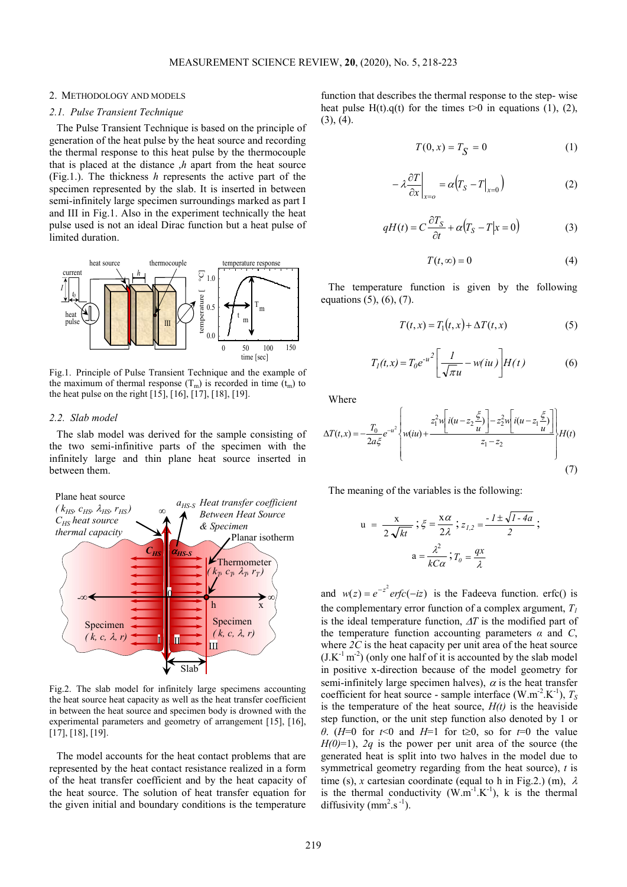## 2. METHODOLOGY AND MODELS

### 2.1. Pulse Transient Technique

The Pulse Transient Technique is based on the principle of generation of the heat pulse by the heat source and recording the thermal response to this heat pulse by the thermocouple that is placed at the distance ,*h* apart from the heat source (Fig.1.). The thickness *h* represents the active part of the specimen represented by the slab. It is inserted in between semi-infinitely large specimen surroundings marked as part I and III in Fig.1. Also in the experiment technically the heat pulse used is not an ideal Dirac function but a heat pulse of limited duration.

Fig.1. Principle of Pulse Transient Technique and the example of the maximum of thermal response ($T_m$) is recorded in time ($t_m$) to the heat pulse on the right [15], [16], [17], [18], [19].

### 2.2. Slab model

The slab model was derived for the sample consisting of the two semi-infinitive parts of the specimen with the infinitely large and thin plane heat source inserted in between them.

Fig.2. The slab model for infinitely large specimens accounting the heat source heat capacity as well as the heat transfer coefficient in between the heat source and specimen body is drowned with the experimental parameters and geometry of arrangement [15], [16], [17], [18], [19].

The model accounts for the heat contact problems that are represented by the heat contact resistance realized in a form of the heat transfer coefficient and by the heat capacity of the heat source. The solution of heat transfer equation for the given initial and boundary conditions is the temperature function that describes the thermal response to the step- wise heat pulse H(t).q(t) for the times t>0 in equations (1), (2), (3), (4).

$$T(0,x) = T_S = 0 \tag{1}$$

$$-\lambda \frac{\partial T}{\partial x}\bigg|_{x=o} = \alpha\left(T_S - T\big|_{x=0}\right) \tag{2}$$

$$qH(t) = C\frac{\partial T_S}{\partial t} + \alpha\left(T_S - T\big|x=0\right) \tag{3}$$

$$T(t,\infty) = 0 \tag{4}$$

The temperature function is given by the following equations (5), (6), (7).

$$T(t,x) = T_1(t,x) + \Delta T(t,x) \tag{5}$$

$$T_1(t,x) = T_0 e^{-u^2}\left[\frac{1}{\sqrt{\pi}u} - w(iu)\right]H(t) \tag{6}$$

Where

$$\Delta T(t,x) = -\frac{T_0}{2a\xi}e^{-u^2}\left\{w(iu) + \frac{z_1^2 w\left[i(u - z_2\frac{\xi}{u})\right] - z_2^2 w\left[i(u - z_1\frac{\xi}{u})\right]}{z_1 - z_2}\right\}H(t) \tag{7}$$

The meaning of the variables is the following:

$$u = \frac{x}{2\sqrt{kt}};\ \xi = \frac{x\alpha}{2\lambda};\ z_{1,2} = \frac{-1 \pm \sqrt{1-4a}}{2};$$

$$a = \frac{\lambda^2}{kC\alpha};\ T_0 = \frac{qx}{\lambda}$$

and $w(z) = e^{-z^2}erfc(-iz)$ is the Fadeeva function. erfc() is the complementary error function of a complex argument, $T_1$ is the ideal temperature function, $\Delta T$ is the modified part of the temperature function accounting parameters $\alpha$ and $C$, where $2C$ is the heat capacity per unit area of the heat source (J.K$^{-1}$ m$^{-2}$) (only one half of it is accounted by the slab model in positive x-direction because of the model geometry for semi-infinitely large specimen halves), $\alpha$ is the heat transfer coefficient for heat source - sample interface (W.m$^{-2}$.K$^{-1}$), $T_S$ is the temperature of the heat source, $H(t)$ is the heaviside step function, or the unit step function also denoted by 1 or $\theta$. ($H$=0 for $t$<0 and $H$=1 for t≥0, so for $t$=0 the value $H(0)$=1), $2q$ is the power per unit area of the source (the generated heat is split into two halves in the model due to symmetrical geometry regarding from the heat source), $t$ is time (s), $x$ cartesian coordinate (equal to h in Fig.2.) (m), $\lambda$ is the thermal conductivity (W.m$^{-1}$.K$^{-1}$), k is the thermal diffusivity (mm$^2$.s$^{-1}$).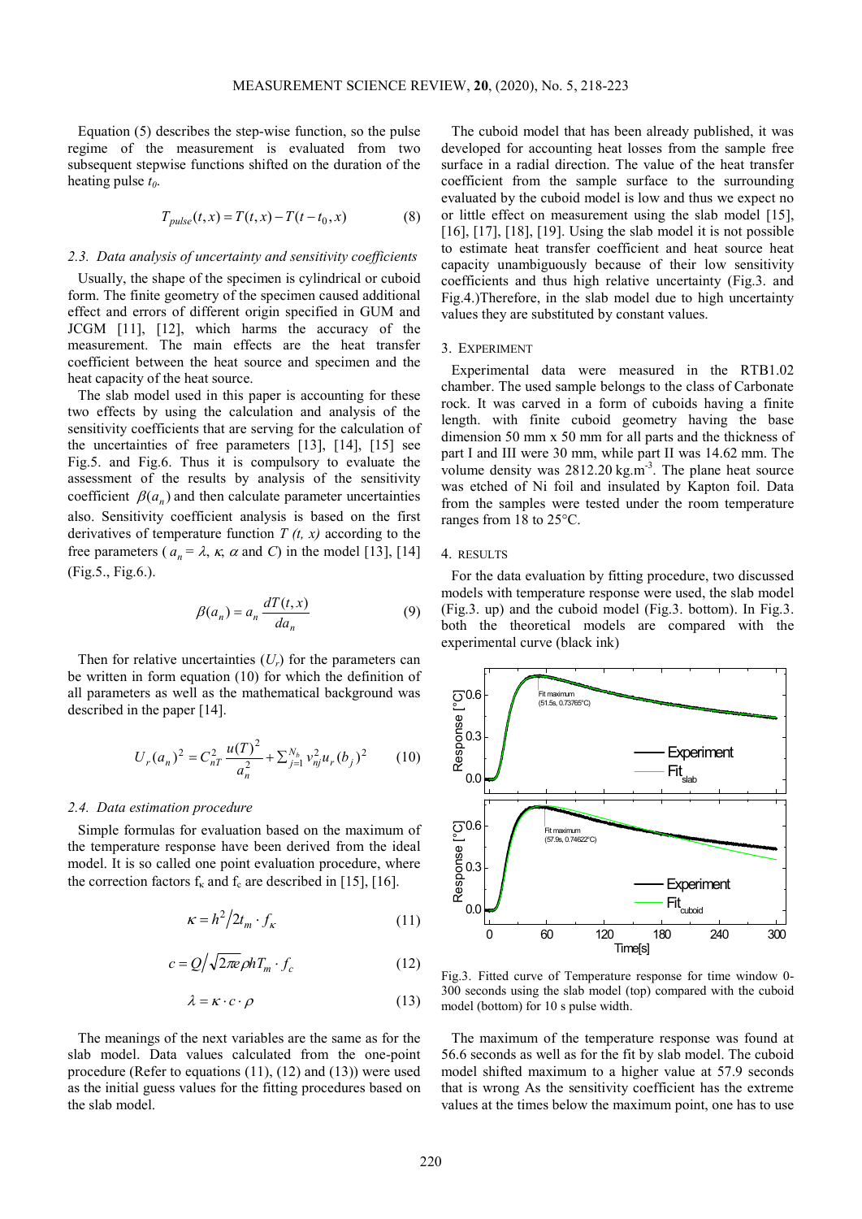Equation (5) describes the step-wise function, so the pulse regime of the measurement is evaluated from two subsequent stepwise functions shifted on the duration of the heating pulse $t_0$.

$$T_{pulse}(t,x) = T(t,x) - T(t - t_0, x) \tag{8}$$

### 2.3. Data analysis of uncertainty and sensitivity coefficients

Usually, the shape of the specimen is cylindrical or cuboid form. The finite geometry of the specimen caused additional effect and errors of different origin specified in GUM and JCGM [11], [12], which harms the accuracy of the measurement. The main effects are the heat transfer coefficient between the heat source and specimen and the heat capacity of the heat source.

The slab model used in this paper is accounting for these two effects by using the calculation and analysis of the sensitivity coefficients that are serving for the calculation of the uncertainties of free parameters [13], [14], [15] see Fig.5. and Fig.6. Thus it is compulsory to evaluate the assessment of the results by analysis of the sensitivity coefficient $\beta(a_n)$ and then calculate parameter uncertainties also. Sensitivity coefficient analysis is based on the first derivatives of temperature function $T(t, x)$ according to the free parameters ($a_n = \lambda$, $\kappa$, $\alpha$ and $C$) in the model [13], [14] (Fig.5., Fig.6.).

$$\beta(a_n) = a_n \frac{dT(t,x)}{da_n} \tag{9}$$

Then for relative uncertainties ($U_r$) for the parameters can be written in form equation (10) for which the definition of all parameters as well as the mathematical background was described in the paper [14].

$$U_r(a_n)^2 = C_{nT}^2 \frac{u(T)^2}{a_n^2} + \sum_{j=1}^{N_b} v_{nj}^2 u_r(b_j)^2 \tag{10}$$

### 2.4. Data estimation procedure

Simple formulas for evaluation based on the maximum of the temperature response have been derived from the ideal model. It is so called one point evaluation procedure, where the correction factors $f_\kappa$ and $f_c$ are described in [15], [16].

$$\kappa = h^2 / 2t_m \cdot f_\kappa \tag{11}$$

$$c = Q / \sqrt{2\pi e} \rho h T_m \cdot f_c \tag{12}$$

$$\lambda = \kappa \cdot c \cdot \rho \tag{13}$$

The meanings of the next variables are the same as for the slab model. Data values calculated from the one-point procedure (Refer to equations (11), (12) and (13)) were used as the initial guess values for the fitting procedures based on the slab model.

The cuboid model that has been already published, it was developed for accounting heat losses from the sample free surface in a radial direction. The value of the heat transfer coefficient from the sample surface to the surrounding evaluated by the cuboid model is low and thus we expect no or little effect on measurement using the slab model [15], [16], [17], [18], [19]. Using the slab model it is not possible to estimate heat transfer coefficient and heat source heat capacity unambiguously because of their low sensitivity coefficients and thus high relative uncertainty (Fig.3. and Fig.4.)Therefore, in the slab model due to high uncertainty values they are substituted by constant values.

## 3. Experiment

Experimental data were measured in the RTB1.02 chamber. The used sample belongs to the class of Carbonate rock. It was carved in a form of cuboids having a finite length. with finite cuboid geometry having the base dimension 50 mm x 50 mm for all parts and the thickness of part I and III were 30 mm, while part II was 14.62 mm. The volume density was 2812.20 kg.m$^{-3}$. The plane heat source was etched of Ni foil and insulated by Kapton foil. Data from the samples were tested under the room temperature ranges from 18 to 25°C.

## 4. Results

For the data evaluation by fitting procedure, two discussed models with temperature response were used, the slab model (Fig.3. up) and the cuboid model (Fig.3. bottom). In Fig.3. both the theoretical models are compared with the experimental curve (black ink)

Fig.3. Fitted curve of Temperature response for time window 0-300 seconds using the slab model (top) compared with the cuboid model (bottom) for 10 s pulse width.

The maximum of the temperature response was found at 56.6 seconds as well as for the fit by slab model. The cuboid model shifted maximum to a higher value at 57.9 seconds that is wrong As the sensitivity coefficient has the extreme values at the times below the maximum point, one has to use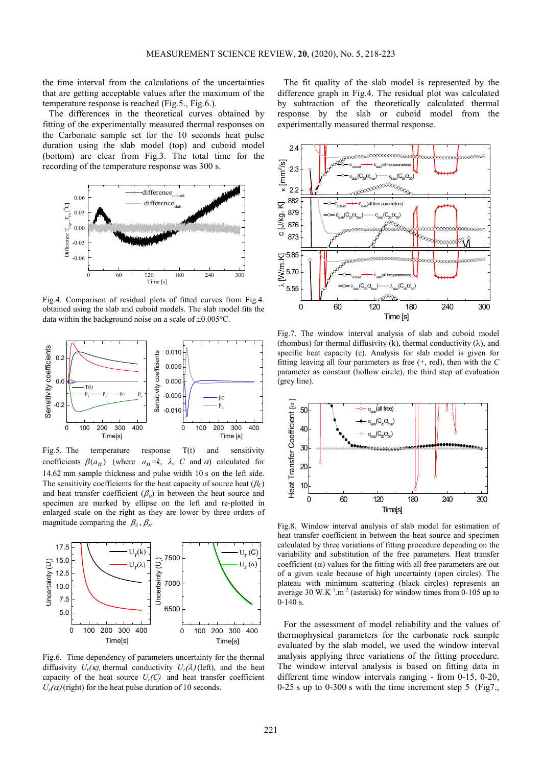the time interval from the calculations of the uncertainties that are getting acceptable values after the maximum of the temperature response is reached (Fig.5., Fig.6.).

The differences in the theoretical curves obtained by fitting of the experimentally measured thermal responses on the Carbonate sample set for the 10 seconds heat pulse duration using the slab model (top) and cuboid model (bottom) are clear from Fig.3. The total time for the recording of the temperature response was 300 s.

Fig.4. Comparison of residual plots of fitted curves from Fig.4. obtained using the slab and cuboid models. The slab model fits the data within the background noise on a scale of ±0.005°C.

Fig.5. The temperature response T(t) and sensitivity coefficients $\beta(a_n)$ (where $a_n = k$, $\lambda$, $C$ and $\alpha$) calculated for 14.62 mm sample thickness and pulse width 10 s on the left side. The sensitivity coefficients for the heat capacity of source heat ($\beta_C$) and heat transfer coefficient ($\beta_\alpha$) in between the heat source and specimen are marked by ellipse on the left and re-plotted in enlarged scale on the right as they are lower by three orders of magnitude comparing the $\beta_\lambda$, $\beta_\kappa$.

Fig.6. Time dependency of parameters uncertainty for the thermal diffusivity $U_r(\kappa)$, thermal conductivity $U_r(\lambda)$ (left), and the heat capacity of the heat source $U_r(C)$ and heat transfer coefficient $U_r(\alpha)$ (right) for the heat pulse duration of 10 seconds.

The fit quality of the slab model is represented by the difference graph in Fig.4. The residual plot was calculated by subtraction of the theoretically calculated thermal response by the slab or cuboid model from the experimentally measured thermal response.

Fig.7. The window interval analysis of slab and cuboid model (rhombus) for thermal diffusivity (k), thermal conductivity (λ), and specific heat capacity (c). Analysis for slab model is given for fitting leaving all four parameters as free (+, red), then with the *C* parameter as constant (hollow circle), the third step of evaluation (grey line).

Fig.8. Window interval analysis of slab model for estimation of heat transfer coefficient in between the heat source and specimen calculated by three variations of fitting procedure depending on the variability and substitution of the free parameters. Heat transfer coefficient (α) values for the fitting with all free parameters are out of a given scale because of high uncertainty (open circles). The plateau with minimum scattering (black circles) represents an average 30 W.K$^{-1}$.m$^{-2}$ (asterisk) for window times from 0-105 up to 0-140 s.

For the assessment of model reliability and the values of thermophysical parameters for the carbonate rock sample evaluated by the slab model, we used the window interval analysis applying three variations of the fitting procedure. The window interval analysis is based on fitting data in different time window intervals ranging - from 0-15, 0-20, 0-25 s up to 0-300 s with the time increment step 5 (Fig7.,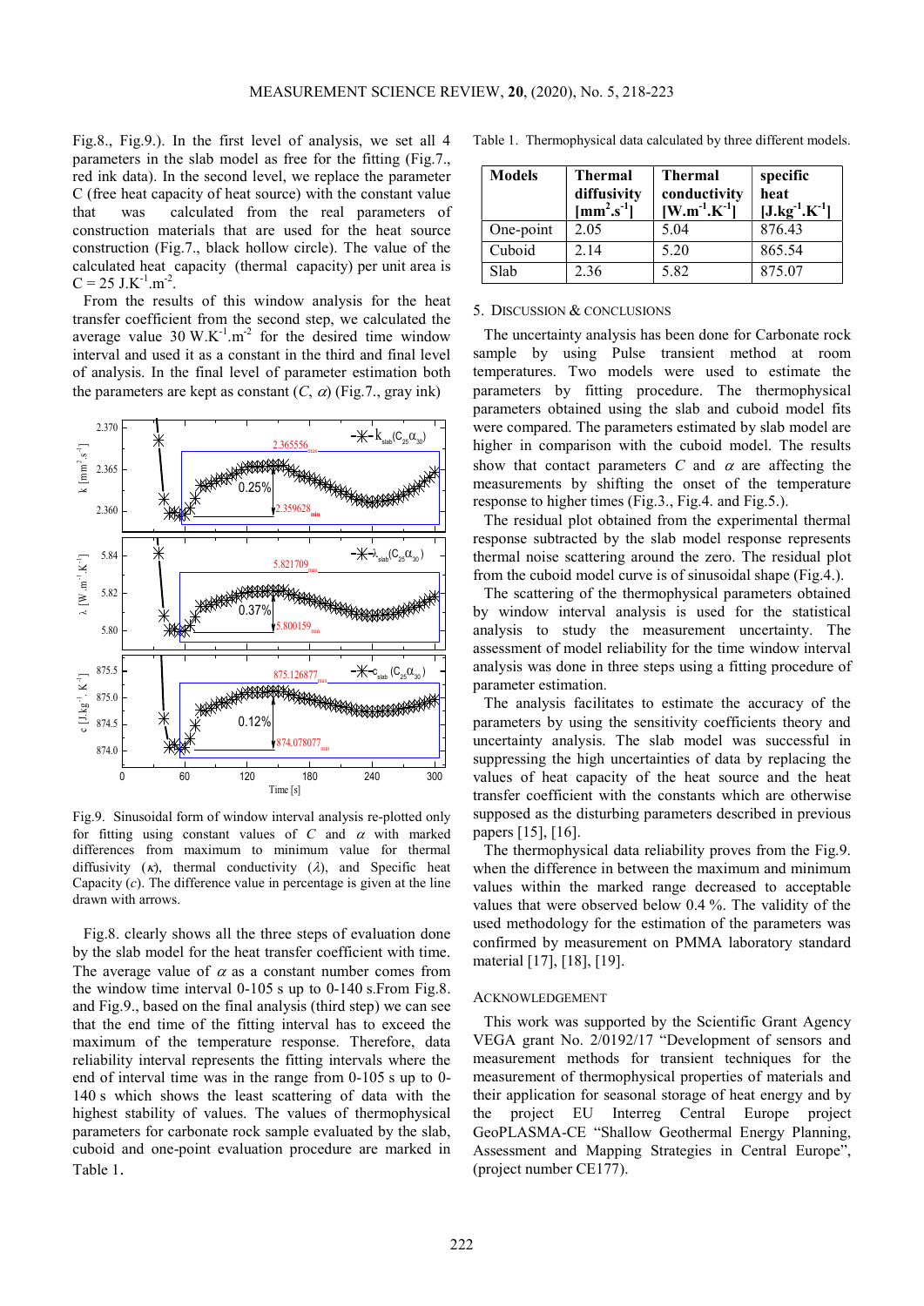Fig.8., Fig.9.). In the first level of analysis, we set all 4 parameters in the slab model as free for the fitting (Fig.7., red ink data). In the second level, we replace the parameter C (free heat capacity of heat source) with the constant value that was calculated from the real parameters of construction materials that are used for the heat source construction (Fig.7., black hollow circle). The value of the calculated heat capacity (thermal capacity) per unit area is $C = 25$ J.K$^{-1}$.m$^{-2}$.

From the results of this window analysis for the heat transfer coefficient from the second step, we calculated the average value 30 W.K$^{-1}$.m$^{-2}$ for the desired time window interval and used it as a constant in the third and final level of analysis. In the final level of parameter estimation both the parameters are kept as constant ($C$, $\alpha$) (Fig.7., gray ink)

Fig.9. Sinusoidal form of window interval analysis re-plotted only for fitting using constant values of $C$ and $\alpha$ with marked differences from maximum to minimum value for thermal diffusivity ($\kappa$), thermal conductivity ($\lambda$), and Specific heat Capacity ($c$). The difference value in percentage is given at the line drawn with arrows.

Fig.8. clearly shows all the three steps of evaluation done by the slab model for the heat transfer coefficient with time. The average value of $\alpha$ as a constant number comes from the window time interval 0-105 s up to 0-140 s.From Fig.8. and Fig.9., based on the final analysis (third step) we can see that the end time of the fitting interval has to exceed the maximum of the temperature response. Therefore, data reliability interval represents the fitting intervals where the end of interval time was in the range from 0-105 s up to 0-140 s which shows the least scattering of data with the highest stability of values. The values of thermophysical parameters for carbonate rock sample evaluated by the slab, cuboid and one-point evaluation procedure are marked in Table 1.

Table 1. Thermophysical data calculated by three different models.

| Models | Thermal diffusivity [mm$^2$.s$^{-1}$] | Thermal conductivity [W.m$^{-1}$.K$^{-1}$] | specific heat [J.kg$^{-1}$.K$^{-1}$] |
|---|---|---|---|
| One-point | 2.05 | 5.04 | 876.43 |
| Cuboid | 2.14 | 5.20 | 865.54 |
| Slab | 2.36 | 5.82 | 875.07 |

## 5. Discussion & Conclusions

The uncertainty analysis has been done for Carbonate rock sample by using Pulse transient method at room temperatures. Two models were used to estimate the parameters by fitting procedure. The thermophysical parameters obtained using the slab and cuboid model fits were compared. The parameters estimated by slab model are higher in comparison with the cuboid model. The results show that contact parameters $C$ and $\alpha$ are affecting the measurements by shifting the onset of the temperature response to higher times (Fig.3., Fig.4. and Fig.5.).

The residual plot obtained from the experimental thermal response subtracted by the slab model response represents thermal noise scattering around the zero. The residual plot from the cuboid model curve is of sinusoidal shape (Fig.4.).

The scattering of the thermophysical parameters obtained by window interval analysis is used for the statistical analysis to study the measurement uncertainty. The assessment of model reliability for the time window interval analysis was done in three steps using a fitting procedure of parameter estimation.

The analysis facilitates to estimate the accuracy of the parameters by using the sensitivity coefficients theory and uncertainty analysis. The slab model was successful in suppressing the high uncertainties of data by replacing the values of heat capacity of the heat source and the heat transfer coefficient with the constants which are otherwise supposed as the disturbing parameters described in previous papers [15], [16].

The thermophysical data reliability proves from the Fig.9. when the difference in between the maximum and minimum values within the marked range decreased to acceptable values that were observed below 0.4 %. The validity of the used methodology for the estimation of the parameters was confirmed by measurement on PMMA laboratory standard material [17], [18], [19].

## Acknowledgement

This work was supported by the Scientific Grant Agency VEGA grant No. 2/0192/17 "Development of sensors and measurement methods for transient techniques for the measurement of thermophysical properties of materials and their application for seasonal storage of heat energy and by the project EU Interreg Central Europe project GeoPLASMA-CE "Shallow Geothermal Energy Planning, Assessment and Mapping Strategies in Central Europe", (project number CE177).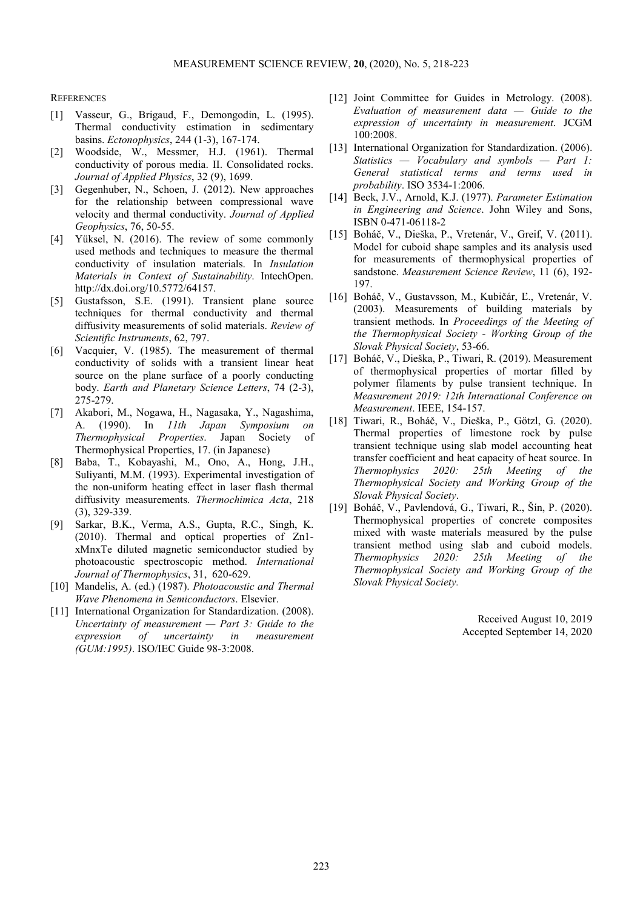## References

[1] Vasseur, G., Brigaud, F., Demongodin, L. (1995). Thermal conductivity estimation in sedimentary basins. *Ectonophysics*, 244 (1-3), 167-174.

[2] Woodside, W., Messmer, H.J. (1961). Thermal conductivity of porous media. II. Consolidated rocks. *Journal of Applied Physics*, 32 (9), 1699.

[3] Gegenhuber, N., Schoen, J. (2012). New approaches for the relationship between compressional wave velocity and thermal conductivity. *Journal of Applied Geophysics*, 76, 50-55.

[4] Yüksel, N. (2016). The review of some commonly used methods and techniques to measure the thermal conductivity of insulation materials. In *Insulation Materials in Context of Sustainability*. IntechOpen. http://dx.doi.org/10.5772/64157.

[5] Gustafsson, S.E. (1991). Transient plane source techniques for thermal conductivity and thermal diffusivity measurements of solid materials. *Review of Scientific Instruments*, 62, 797.

[6] Vacquier, V. (1985). The measurement of thermal conductivity of solids with a transient linear heat source on the plane surface of a poorly conducting body. *Earth and Planetary Science Letters*, 74 (2-3), 275-279.

[7] Akabori, M., Nogawa, H., Nagasaka, Y., Nagashima, A. (1990). In *11th Japan Symposium on Thermophysical Properties*. Japan Society of Thermophysical Properties, 17. (in Japanese)

[8] Baba, T., Kobayashi, M., Ono, A., Hong, J.H., Suliyanti, M.M. (1993). Experimental investigation of the non-uniform heating effect in laser flash thermal diffusivity measurements. *Thermochimica Acta*, 218 (3), 329-339.

[9] Sarkar, B.K., Verma, A.S., Gupta, R.C., Singh, K. (2010). Thermal and optical properties of Zn1-xMnxTe diluted magnetic semiconductor studied by photoacoustic spectroscopic method. *International Journal of Thermophysics*, 31, 620-629.

[10] Mandelis, A. (ed.) (1987). *Photoacoustic and Thermal Wave Phenomena in Semiconductors*. Elsevier.

[11] International Organization for Standardization. (2008). *Uncertainty of measurement — Part 3: Guide to the expression of uncertainty in measurement (GUM:1995)*. ISO/IEC Guide 98-3:2008.

[12] Joint Committee for Guides in Metrology. (2008). *Evaluation of measurement data — Guide to the expression of uncertainty in measurement*. JCGM 100:2008.

[13] International Organization for Standardization. (2006). *Statistics — Vocabulary and symbols — Part 1: General statistical terms and terms used in probability*. ISO 3534-1:2006.

[14] Beck, J.V., Arnold, K.J. (1977). *Parameter Estimation in Engineering and Science*. John Wiley and Sons, ISBN 0-471-06118-2

[15] Boháč, V., Dieška, P., Vretenár, V., Greif, V. (2011). Model for cuboid shape samples and its analysis used for measurements of thermophysical properties of sandstone. *Measurement Science Review*, 11 (6), 192-197.

[16] Boháč, V., Gustavsson, M., Kubičár, Ľ., Vretenár, V. (2003). Measurements of building materials by transient methods. In *Proceedings of the Meeting of the Thermophysical Society - Working Group of the Slovak Physical Society*, 53-66.

[17] Boháč, V., Dieška, P., Tiwari, R. (2019). Measurement of thermophysical properties of mortar filled by polymer filaments by pulse transient technique. In *Measurement 2019: 12th International Conference on Measurement*. IEEE, 154-157.

[18] Tiwari, R., Boháč, V., Dieška, P., Götzl, G. (2020). Thermal properties of limestone rock by pulse transient technique using slab model accounting heat transfer coefficient and heat capacity of heat source. In *Thermophysics 2020: 25th Meeting of the Thermophysical Society and Working Group of the Slovak Physical Society*.

[19] Boháč, V., Pavlendová, G., Tiwari, R., Šín, P. (2020). Thermophysical properties of concrete composites mixed with waste materials measured by the pulse transient method using slab and cuboid models. *Thermophysics 2020: 25th Meeting of the Thermophysical Society and Working Group of the Slovak Physical Society.*

Received August 10, 2019
Accepted September 14, 2020